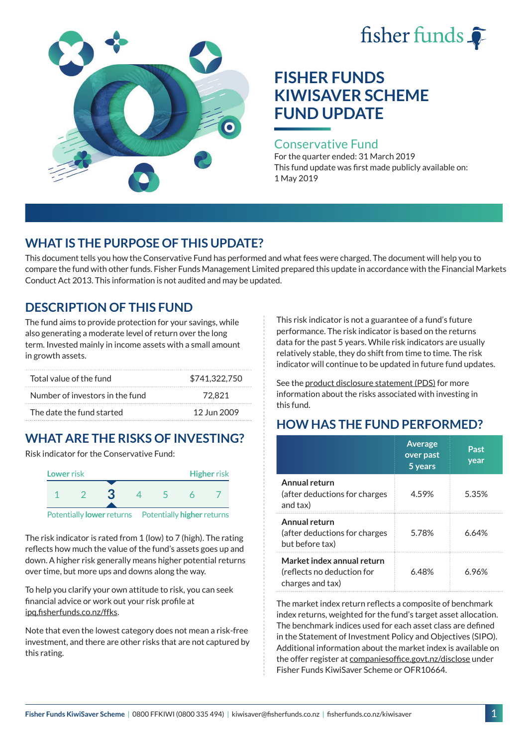fisher funds

# FISHER FUNDS KIWISAVER SCHEME FUND UPDATE

## Conservative Fund

For the quarter ended: 31 March 2019

This fund update was first made publicly available on: 1 May 2019

## WHAT IS THE PURPOSE OF THIS UPDATE?

This document tells you how the Conservative Fund has performed and what fees were charged. The document will help you to compare the fund with other funds. Fisher Funds Management Limited prepared this update in accordance with the Financial Markets Conduct Act 2013. This information is not audited and may be updated.

## DESCRIPTION OF THIS FUND

The fund aims to provide protection for your savings, while also generating a moderate level of return over the long term. Invested mainly in income assets with a small amount in growth assets.

| | |
|---|---|
| Total value of the fund | $741,322,750 |
| Number of investors in the fund | 72,821 |
| The date the fund started | 12 Jun 2009 |

## WHAT ARE THE RISKS OF INVESTING?

Risk indicator for the Conservative Fund:

Lower risk — Higher risk

1 2 **3** 4 5 6 7

Potentially **lower** returns — Potentially **higher** returns

The risk indicator is rated from 1 (low) to 7 (high). The rating reflects how much the value of the fund's assets goes up and down. A higher risk generally means higher potential returns over time, but more ups and downs along the way.

To help you clarify your own attitude to risk, you can seek financial advice or work out your risk profile at ipq.fisherfunds.co.nz/ffks.

Note that even the lowest category does not mean a risk-free investment, and there are other risks that are not captured by this rating.

This risk indicator is not a guarantee of a fund's future performance. The risk indicator is based on the returns data for the past 5 years. While risk indicators are usually relatively stable, they do shift from time to time. The risk indicator will continue to be updated in future fund updates.

See the product disclosure statement (PDS) for more information about the risks associated with investing in this fund.

## HOW HAS THE FUND PERFORMED?

| | Average over past 5 years | Past year |
|---|---|---|
| **Annual return** (after deductions for charges and tax) | 4.59% | 5.35% |
| **Annual return** (after deductions for charges but before tax) | 5.78% | 6.64% |
| **Market index annual return** (reflects no deduction for charges and tax) | 6.48% | 6.96% |

The market index return reflects a composite of benchmark index returns, weighted for the fund's target asset allocation. The benchmark indices used for each asset class are defined in the Statement of Investment Policy and Objectives (SIPO). Additional information about the market index is available on the offer register at companiesoffice.govt.nz/disclose under Fisher Funds KiwiSaver Scheme or OFR10664.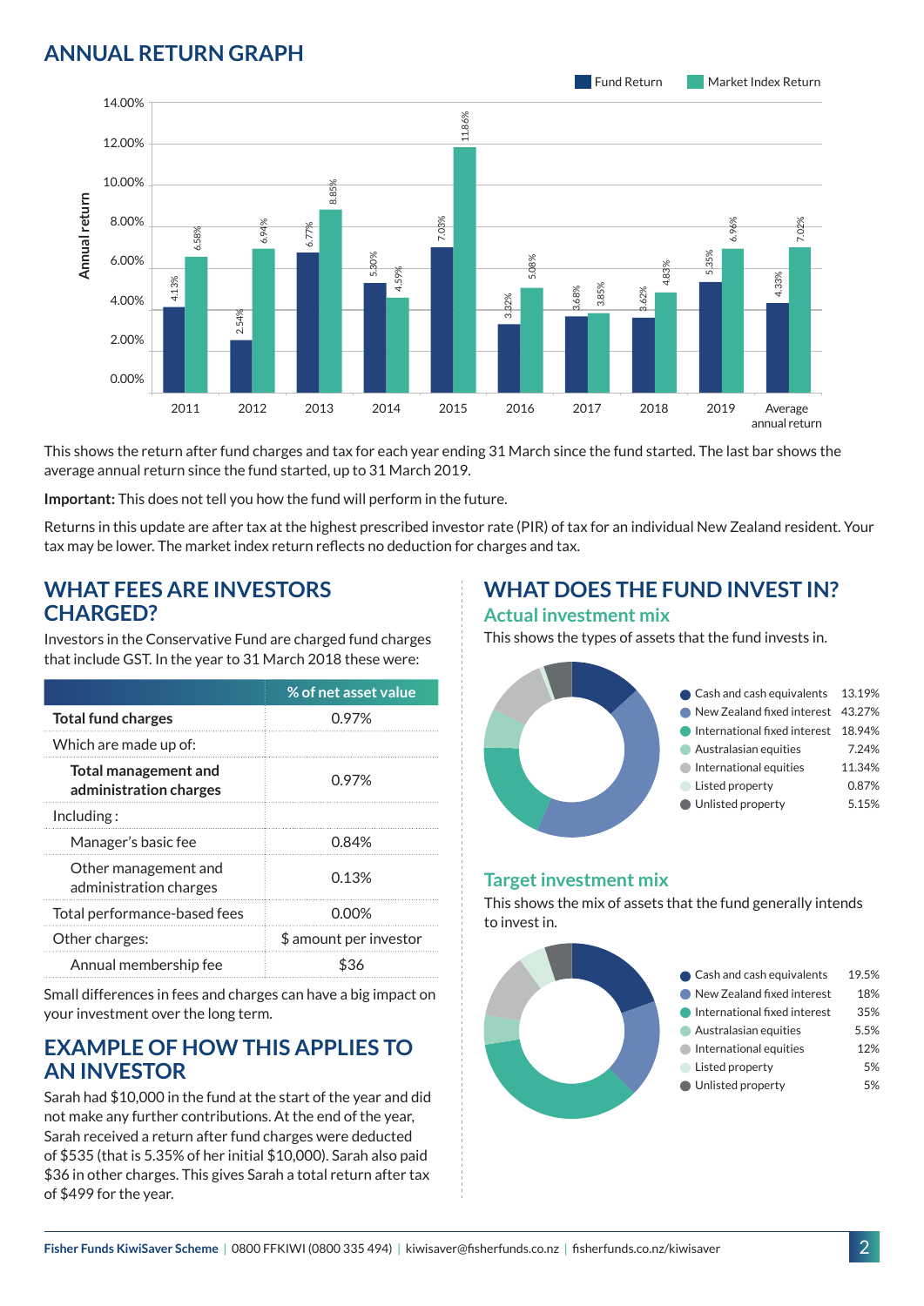## ANNUAL RETURN GRAPH

| Year | Fund Return | Market Index Return |
|---|---|---|
| 2011 | 4.13% | 6.58% |
| 2012 | 2.54% | 6.94% |
| 2013 | 6.77% | 8.85% |
| 2014 | 5.30% | 4.59% |
| 2015 | 7.03% | 11.86% |
| 2016 | 3.32% | 5.08% |
| 2017 | 3.68% | 3.85% |
| 2018 | 3.62% | 4.83% |
| 2019 | 5.35% | 6.96% |
| Average annual return | 4.33% | 7.02% |

This shows the return after fund charges and tax for each year ending 31 March since the fund started. The last bar shows the average annual return since the fund started, up to 31 March 2019.

**Important:** This does not tell you how the fund will perform in the future.

Returns in this update are after tax at the highest prescribed investor rate (PIR) of tax for an individual New Zealand resident. Your tax may be lower. The market index return reflects no deduction for charges and tax.

## WHAT FEES ARE INVESTORS CHARGED?

Investors in the Conservative Fund are charged fund charges that include GST. In the year to 31 March 2018 these were:

| | % of net asset value |
|---|---|
| **Total fund charges** | 0.97% |
| Which are made up of: | |
| **Total management and administration charges** | 0.97% |
| Including : | |
| Manager's basic fee | 0.84% |
| Other management and administration charges | 0.13% |
| Total performance-based fees | 0.00% |
| Other charges: | $ amount per investor |
| Annual membership fee | $36 |

Small differences in fees and charges can have a big impact on your investment over the long term.

## EXAMPLE OF HOW THIS APPLIES TO AN INVESTOR

Sarah had $10,000 in the fund at the start of the year and did not make any further contributions. At the end of the year, Sarah received a return after fund charges were deducted of $535 (that is 5.35% of her initial $10,000). Sarah also paid $36 in other charges. This gives Sarah a total return after tax of $499 for the year.

## WHAT DOES THE FUND INVEST IN?

### Actual investment mix

This shows the types of assets that the fund invests in.

| Asset | % |
|---|---|
| Cash and cash equivalents | 13.19% |
| New Zealand fixed interest | 43.27% |
| International fixed interest | 18.94% |
| Australasian equities | 7.24% |
| International equities | 11.34% |
| Listed property | 0.87% |
| Unlisted property | 5.15% |

### Target investment mix

This shows the mix of assets that the fund generally intends to invest in.

| Asset | % |
|---|---|
| Cash and cash equivalents | 19.5% |
| New Zealand fixed interest | 18% |
| International fixed interest | 35% |
| Australasian equities | 5.5% |
| International equities | 12% |
| Listed property | 5% |
| Unlisted property | 5% |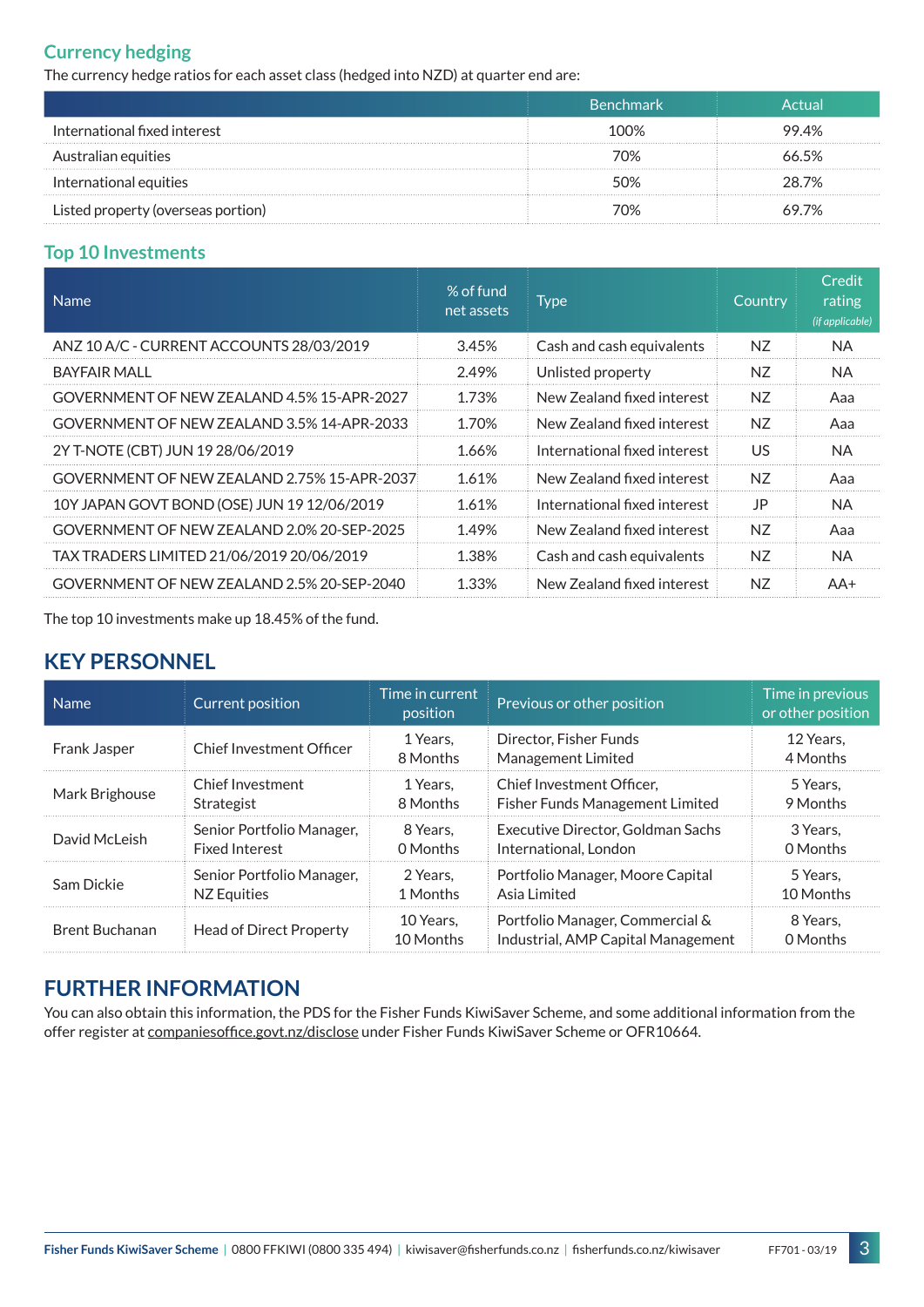## Currency hedging

The currency hedge ratios for each asset class (hedged into NZD) at quarter end are:

| | Benchmark | Actual |
|---|---|---|
| International fixed interest | 100% | 99.4% |
| Australian equities | 70% | 66.5% |
| International equities | 50% | 28.7% |
| Listed property (overseas portion) | 70% | 69.7% |

## Top 10 Investments

| Name | % of fund net assets | Type | Country | Credit rating (if applicable) |
|---|---|---|---|---|
| ANZ 10 A/C - CURRENT ACCOUNTS 28/03/2019 | 3.45% | Cash and cash equivalents | NZ | NA |
| BAYFAIR MALL | 2.49% | Unlisted property | NZ | NA |
| GOVERNMENT OF NEW ZEALAND 4.5% 15-APR-2027 | 1.73% | New Zealand fixed interest | NZ | Aaa |
| GOVERNMENT OF NEW ZEALAND 3.5% 14-APR-2033 | 1.70% | New Zealand fixed interest | NZ | Aaa |
| 2Y T-NOTE (CBT) JUN 19 28/06/2019 | 1.66% | International fixed interest | US | NA |
| GOVERNMENT OF NEW ZEALAND 2.75% 15-APR-2037 | 1.61% | New Zealand fixed interest | NZ | Aaa |
| 10Y JAPAN GOVT BOND (OSE) JUN 19 12/06/2019 | 1.61% | International fixed interest | JP | NA |
| GOVERNMENT OF NEW ZEALAND 2.0% 20-SEP-2025 | 1.49% | New Zealand fixed interest | NZ | Aaa |
| TAX TRADERS LIMITED 21/06/2019 20/06/2019 | 1.38% | Cash and cash equivalents | NZ | NA |
| GOVERNMENT OF NEW ZEALAND 2.5% 20-SEP-2040 | 1.33% | New Zealand fixed interest | NZ | AA+ |

The top 10 investments make up 18.45% of the fund.

# KEY PERSONNEL

| Name | Current position | Time in current position | Previous or other position | Time in previous or other position |
|---|---|---|---|---|
| Frank Jasper | Chief Investment Officer | 1 Years, 8 Months | Director, Fisher Funds Management Limited | 12 Years, 4 Months |
| Mark Brighouse | Chief Investment Strategist | 1 Years, 8 Months | Chief Investment Officer, Fisher Funds Management Limited | 5 Years, 9 Months |
| David McLeish | Senior Portfolio Manager, Fixed Interest | 8 Years, 0 Months | Executive Director, Goldman Sachs International, London | 3 Years, 0 Months |
| Sam Dickie | Senior Portfolio Manager, NZ Equities | 2 Years, 1 Months | Portfolio Manager, Moore Capital Asia Limited | 5 Years, 10 Months |
| Brent Buchanan | Head of Direct Property | 10 Years, 10 Months | Portfolio Manager, Commercial & Industrial, AMP Capital Management | 8 Years, 0 Months |

# FURTHER INFORMATION

You can also obtain this information, the PDS for the Fisher Funds KiwiSaver Scheme, and some additional information from the offer register at companiesoffice.govt.nz/disclose under Fisher Funds KiwiSaver Scheme or OFR10664.